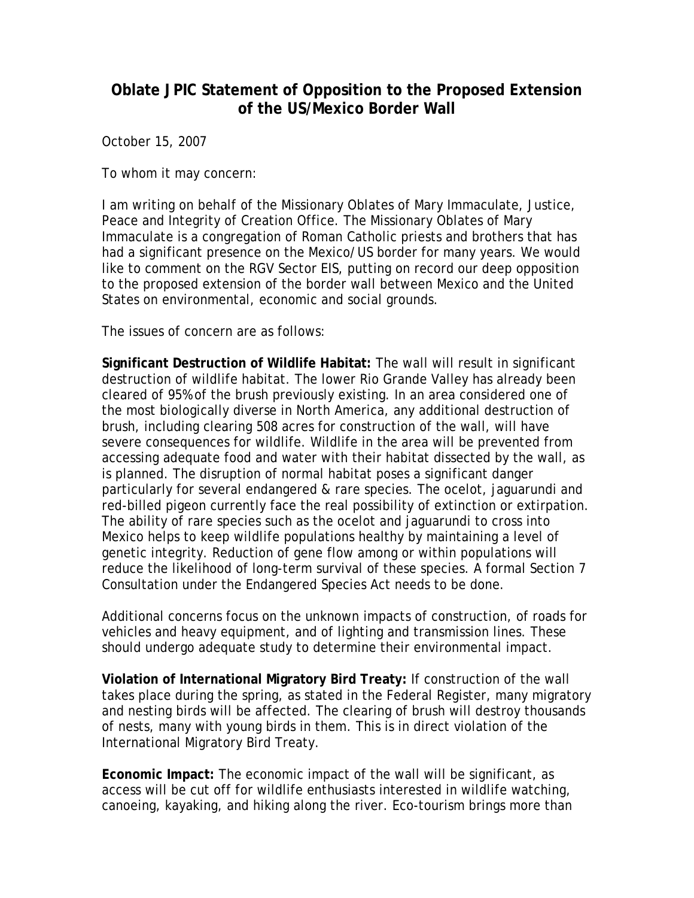# Oblate JPIC Statement of Opposition to the Proposed Extension of the US/Mexico Border Wall

October 15, 2007

To whom it may concern:

I am writing on behalf of the Missionary Oblates of Mary Immaculate, Justice, Peace and Integrity of Creation Office. The Missionary Oblates of Mary Immaculate is a congregation of Roman Catholic priests and brothers that has had a significant presence on the Mexico/US border for many years. We would like to comment on the RGV Sector EIS, putting on record our deep opposition to the proposed extension of the border wall between Mexico and the United States on environmental, economic and social grounds.

The issues of concern are as follows:

**Significant Destruction of Wildlife Habitat:** The wall will result in significant destruction of wildlife habitat. The lower Rio Grande Valley has already been cleared of 95% of the brush previously existing. In an area considered one of the most biologically diverse in North America, any additional destruction of brush, including clearing 508 acres for construction of the wall, will have severe consequences for wildlife. Wildlife in the area will be prevented from accessing adequate food and water with their habitat dissected by the wall, as is planned. The disruption of normal habitat poses a significant danger particularly for several endangered & rare species. The ocelot, jaguarundi and red-billed pigeon currently face the real possibility of extinction or extirpation. The ability of rare species such as the ocelot and jaguarundi to cross into Mexico helps to keep wildlife populations healthy by maintaining a level of genetic integrity. Reduction of gene flow among or within populations will reduce the likelihood of long-term survival of these species. A formal Section 7 Consultation under the Endangered Species Act needs to be done.

Additional concerns focus on the unknown impacts of construction, of roads for vehicles and heavy equipment, and of lighting and transmission lines. These should undergo adequate study to determine their environmental impact.

**Violation of International Migratory Bird Treaty:** If construction of the wall takes place during the spring, as stated in the Federal Register, many migratory and nesting birds will be affected. The clearing of brush will destroy thousands of nests, many with young birds in them. This is in direct violation of the International Migratory Bird Treaty.

**Economic Impact:** The economic impact of the wall will be significant, as access will be cut off for wildlife enthusiasts interested in wildlife watching, canoeing, kayaking, and hiking along the river. Eco-tourism brings more than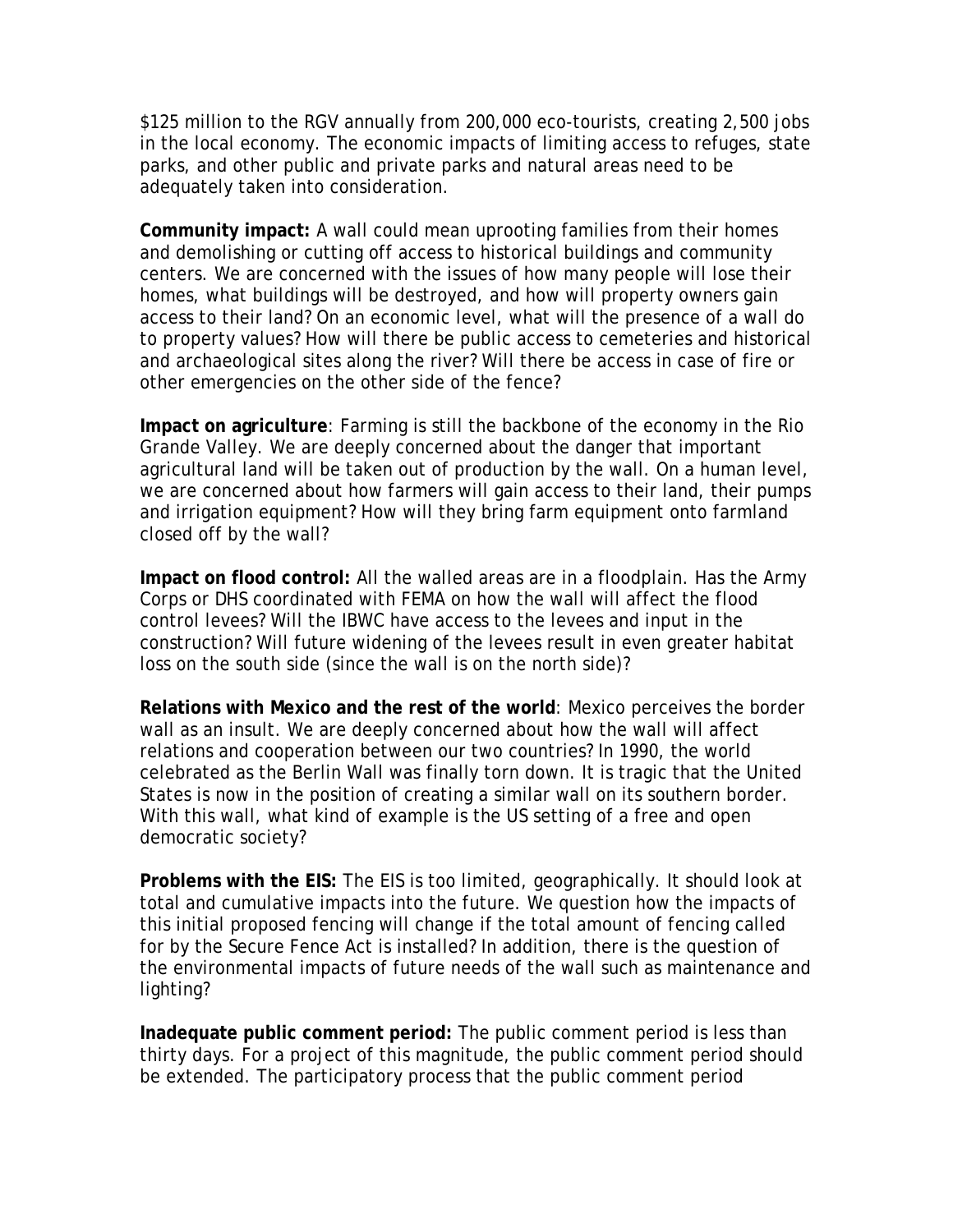$125 million to the RGV annually from 200,000 eco-tourists, creating 2,500 jobs in the local economy. The economic impacts of limiting access to refuges, state parks, and other public and private parks and natural areas need to be adequately taken into consideration.

**Community impact:** A wall could mean uprooting families from their homes and demolishing or cutting off access to historical buildings and community centers. We are concerned with the issues of how many people will lose their homes, what buildings will be destroyed, and how will property owners gain access to their land? On an economic level, what will the presence of a wall do to property values? How will there be public access to cemeteries and historical and archaeological sites along the river? Will there be access in case of fire or other emergencies on the other side of the fence?

**Impact on agriculture**: Farming is still the backbone of the economy in the Rio Grande Valley. We are deeply concerned about the danger that important agricultural land will be taken out of production by the wall. On a human level, we are concerned about how farmers will gain access to their land, their pumps and irrigation equipment? How will they bring farm equipment onto farmland closed off by the wall?

**Impact on flood control:** All the walled areas are in a floodplain. Has the Army Corps or DHS coordinated with FEMA on how the wall will affect the flood control levees? Will the IBWC have access to the levees and input in the construction? Will future widening of the levees result in even greater habitat loss on the south side (since the wall is on the north side)?

**Relations with Mexico and the rest of the world**: Mexico perceives the border wall as an insult. We are deeply concerned about how the wall will affect relations and cooperation between our two countries? In 1990, the world celebrated as the Berlin Wall was finally torn down. It is tragic that the United States is now in the position of creating a similar wall on its southern border. With this wall, what kind of example is the US setting of a free and open democratic society?

**Problems with the EIS:** The EIS is too limited, geographically. It should look at total and cumulative impacts into the future. We question how the impacts of this initial proposed fencing will change if the total amount of fencing called for by the Secure Fence Act is installed? In addition, there is the question of the environmental impacts of future needs of the wall such as maintenance and lighting?

**Inadequate public comment period:** The public comment period is less than thirty days. For a project of this magnitude, the public comment period should be extended. The participatory process that the public comment period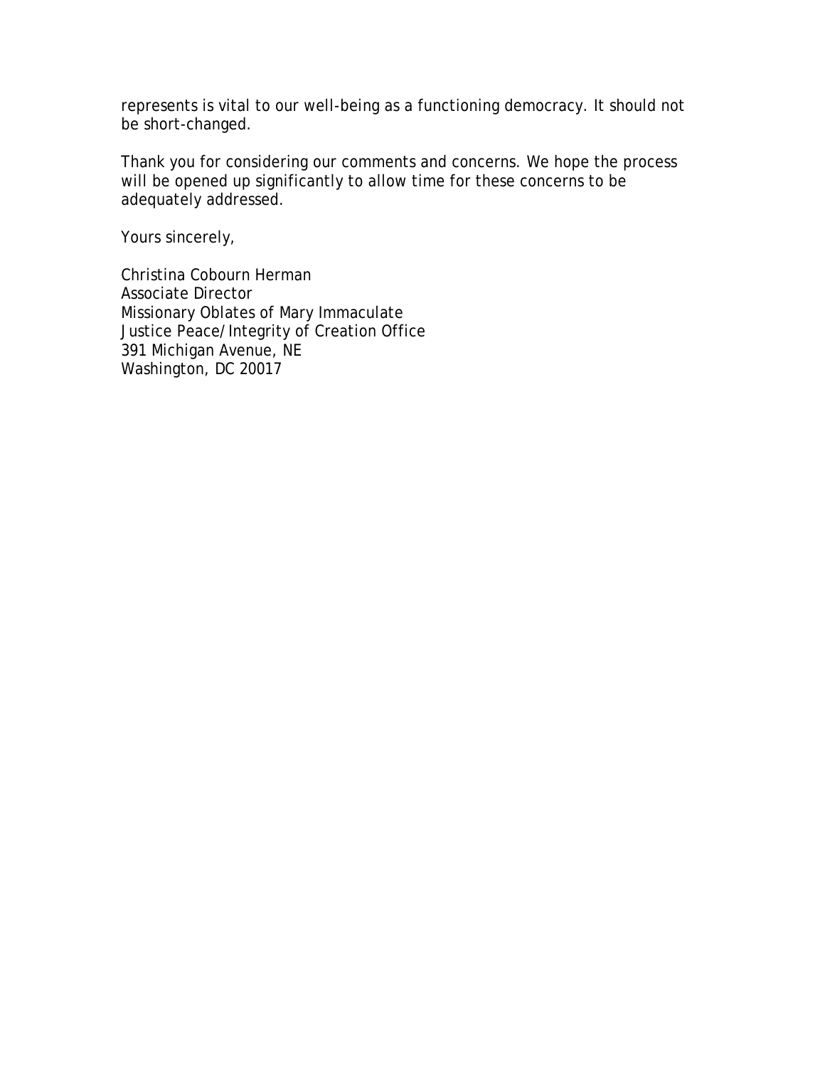represents is vital to our well-being as a functioning democracy. It should not be short-changed.

Thank you for considering our comments and concerns. We hope the process will be opened up significantly to allow time for these concerns to be adequately addressed.

Yours sincerely,

Christina Cobourn Herman  
Associate Director  
Missionary Oblates of Mary Immaculate  
Justice Peace/Integrity of Creation Office  
391 Michigan Avenue, NE  
Washington, DC 20017